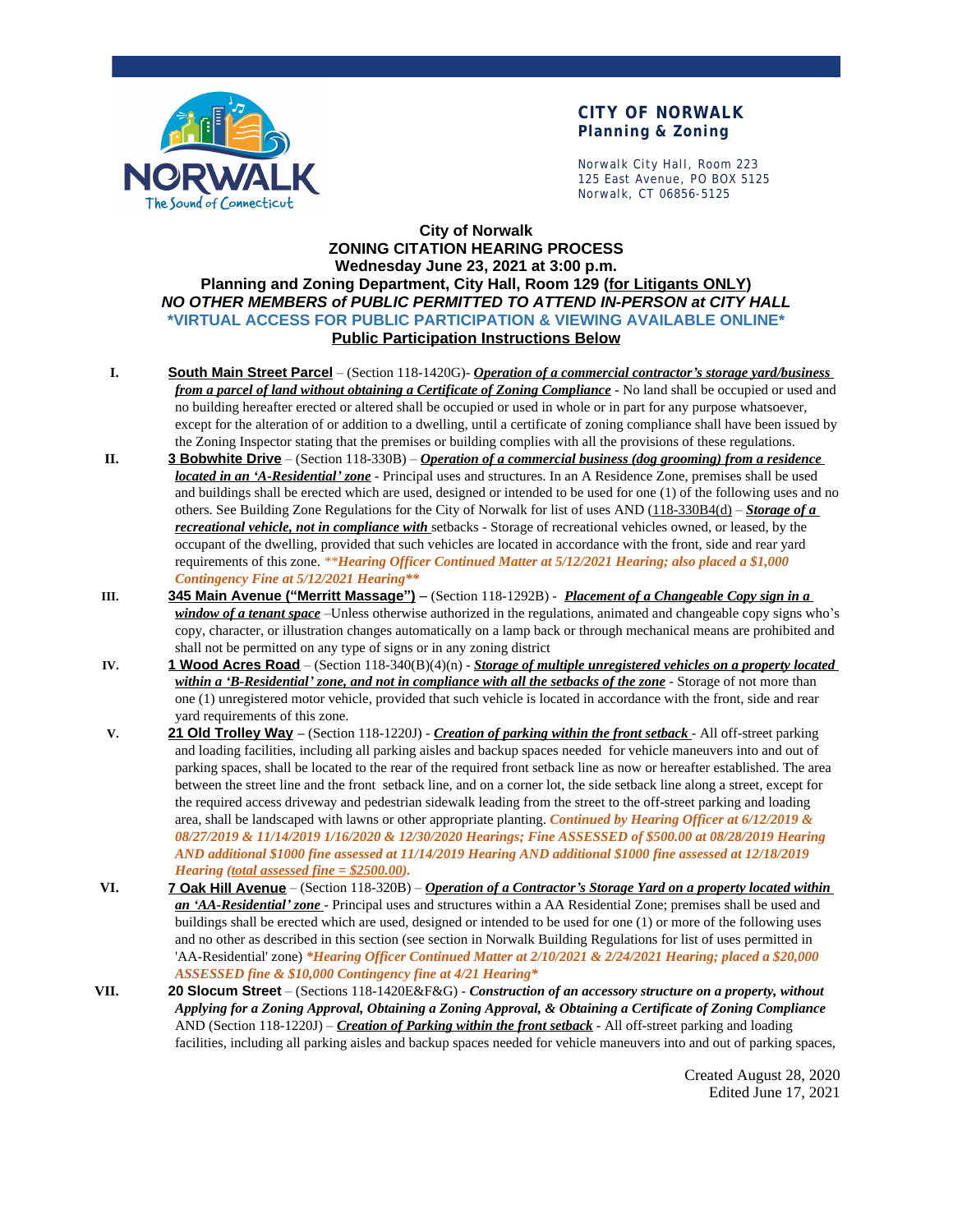**CITY OF NORWALK**
**Planning & Zoning**

Norwalk City Hall, Room 223
125 East Avenue, PO BOX 5125
Norwalk, CT 06856-5125

# City of Norwalk
## ZONING CITATION HEARING PROCESS
### Wednesday June 23, 2021 at 3:00 p.m.
### Planning and Zoning Department, City Hall, Room 129 (for Litigants ONLY)
***NO OTHER MEMBERS of PUBLIC PERMITTED TO ATTEND IN-PERSON at CITY HALL***
**\*VIRTUAL ACCESS FOR PUBLIC PARTICIPATION & VIEWING AVAILABLE ONLINE\***
**Public Participation Instructions Below**

I. **South Main Street Parcel** – (Section 118-1420G)- ***Operation of a commercial contractor's storage yard/business from a parcel of land without obtaining a Certificate of Zoning Compliance*** - No land shall be occupied or used and no building hereafter erected or altered shall be occupied or used in whole or in part for any purpose whatsoever, except for the alteration of or addition to a dwelling, until a certificate of zoning compliance shall have been issued by the Zoning Inspector stating that the premises or building complies with all the provisions of these regulations.

II. **3 Bobwhite Drive** – (Section 118-330B) – ***Operation of a commercial business (dog grooming) from a residence located in an 'A-Residential' zone*** - Principal uses and structures. In an A Residence Zone, premises shall be used and buildings shall be erected which are used, designed or intended to be used for one (1) of the following uses and no others. See Building Zone Regulations for the City of Norwalk for list of uses AND (118-330B4(d) – ***Storage of a recreational vehicle, not in compliance with*** setbacks - Storage of recreational vehicles owned, or leased, by the occupant of the dwelling, provided that such vehicles are located in accordance with the front, side and rear yard requirements of this zone. ***\*\*Hearing Officer Continued Matter at 5/12/2021 Hearing; also placed a $1,000 Contingency Fine at 5/12/2021 Hearing\*\****

III. **345 Main Avenue ("Merritt Massage")** – (Section 118-1292B) - ***Placement of a Changeable Copy sign in a window of a tenant space*** –Unless otherwise authorized in the regulations, animated and changeable copy signs who's copy, character, or illustration changes automatically on a lamp back or through mechanical means are prohibited and shall not be permitted on any type of signs or in any zoning district

IV. **1 Wood Acres Road** – (Section 118-340(B)(4)(n) - ***Storage of multiple unregistered vehicles on a property located within a 'B-Residential' zone, and not in compliance with all the setbacks of the zone*** - Storage of not more than one (1) unregistered motor vehicle, provided that such vehicle is located in accordance with the front, side and rear yard requirements of this zone.

V. **21 Old Trolley Way** – (Section 118-1220J) - ***Creation of parking within the front setback*** - All off-street parking and loading facilities, including all parking aisles and backup spaces needed for vehicle maneuvers into and out of parking spaces, shall be located to the rear of the required front setback line as now or hereafter established. The area between the street line and the front setback line, and on a corner lot, the side setback line along a street, except for the required access driveway and pedestrian sidewalk leading from the street to the off-street parking and loading area, shall be landscaped with lawns or other appropriate planting. ***Continued by Hearing Officer at 6/12/2019 & 08/27/2019 & 11/14/2019 1/16/2020 & 12/30/2020 Hearings; Fine ASSESSED of $500.00 at 08/28/2019 Hearing AND additional $1000 fine assessed at 11/14/2019 Hearing AND additional $1000 fine assessed at 12/18/2019 Hearing (total assessed fine = $2500.00).***

VI. **7 Oak Hill Avenue** – (Section 118-320B) – ***Operation of a Contractor's Storage Yard on a property located within an 'AA-Residential' zone*** - Principal uses and structures within a AA Residential Zone; premises shall be used and buildings shall be erected which are used, designed or intended to be used for one (1) or more of the following uses and no other as described in this section (see section in Norwalk Building Regulations for list of uses permitted in 'AA-Residential' zone) ***\*Hearing Officer Continued Matter at 2/10/2021 & 2/24/2021 Hearing; placed a $20,000 ASSESSED fine & $10,000 Contingency fine at 4/21 Hearing\****

VII. **20 Slocum Street** – (Sections 118-1420E&F&G) - ***Construction of an accessory structure on a property, without Applying for a Zoning Approval, Obtaining a Zoning Approval, & Obtaining a Certificate of Zoning Compliance*** AND (Section 118-1220J) – ***Creation of Parking within the front setback*** - All off-street parking and loading facilities, including all parking aisles and backup spaces needed for vehicle maneuvers into and out of parking spaces,

Created August 28, 2020
Edited June 17, 2021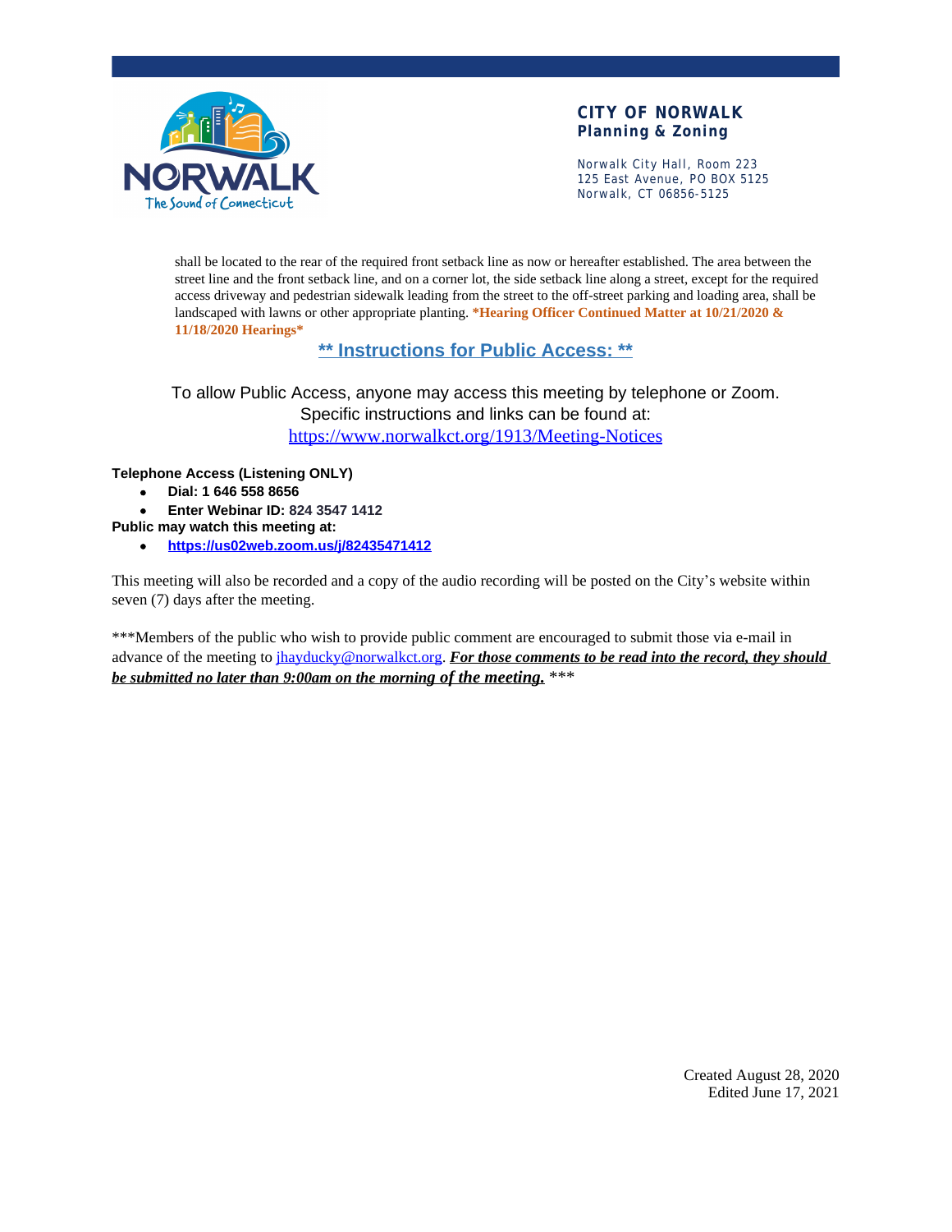**CITY OF NORWALK**
**Planning & Zoning**

Norwalk City Hall, Room 223
125 East Avenue, PO BOX 5125
Norwalk, CT 06856-5125

shall be located to the rear of the required front setback line as now or hereafter established. The area between the street line and the front setback line, and on a corner lot, the side setback line along a street, except for the required access driveway and pedestrian sidewalk leading from the street to the off-street parking and loading area, shall be landscaped with lawns or other appropriate planting. **\*Hearing Officer Continued Matter at 10/21/2020 & 11/18/2020 Hearings\***

**\*\* Instructions for Public Access: \*\***

To allow Public Access, anyone may access this meeting by telephone or Zoom.
Specific instructions and links can be found at:
https://www.norwalkct.org/1913/Meeting-Notices

**Telephone Access (Listening ONLY)**

- **Dial: 1 646 558 8656**
- **Enter Webinar ID: 824 3547 1412**

**Public may watch this meeting at:**

- **https://us02web.zoom.us/j/82435471412**

This meeting will also be recorded and a copy of the audio recording will be posted on the City's website within seven (7) days after the meeting.

\*\*\*Members of the public who wish to provide public comment are encouraged to submit those via e-mail in advance of the meeting to jhayducky@norwalkct.org. ***For those comments to be read into the record, they should be submitted no later than 9:00am on the morning of the meeting.*** \*\*\*

Created August 28, 2020
Edited June 17, 2021